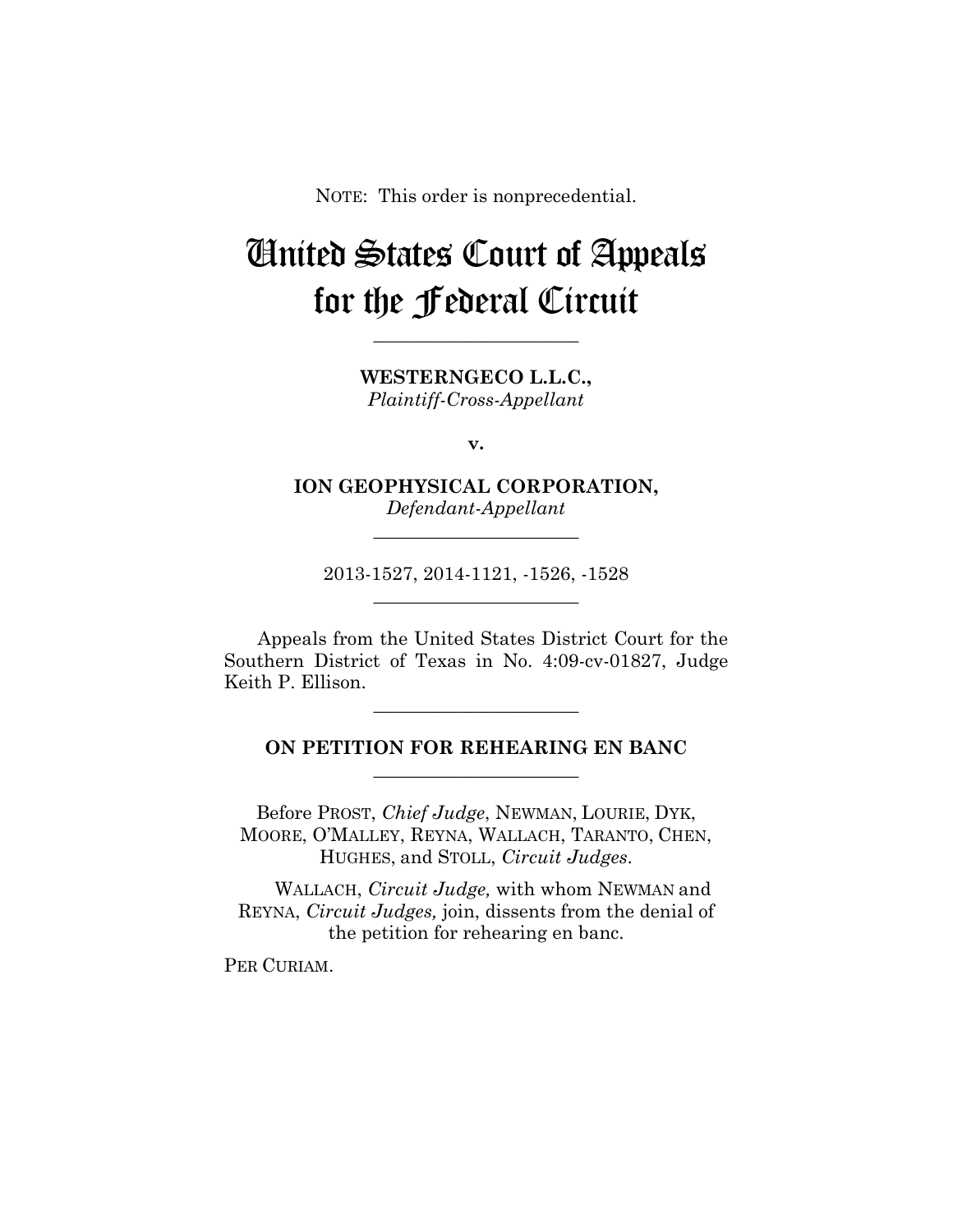NOTE: This order is nonprecedential.

# United States Court of Appeals for the Federal Circuit

______________________

**WESTERNGECO L.L.C.,**
*Plaintiff-Cross-Appellant*

**v.**

**ION GEOPHYSICAL CORPORATION,**
*Defendant-Appellant*

______________________

2013-1527, 2014-1121, -1526, -1528

______________________

Appeals from the United States District Court for the Southern District of Texas in No. 4:09-cv-01827, Judge Keith P. Ellison.

______________________

**ON PETITION FOR REHEARING EN BANC**

______________________

Before PROST, *Chief Judge*, NEWMAN, LOURIE, DYK, MOORE, O'MALLEY, REYNA, WALLACH, TARANTO, CHEN, HUGHES, and STOLL, *Circuit Judges*.

WALLACH, *Circuit Judge,* with whom NEWMAN and REYNA, *Circuit Judges,* join, dissents from the denial of the petition for rehearing en banc.

PER CURIAM.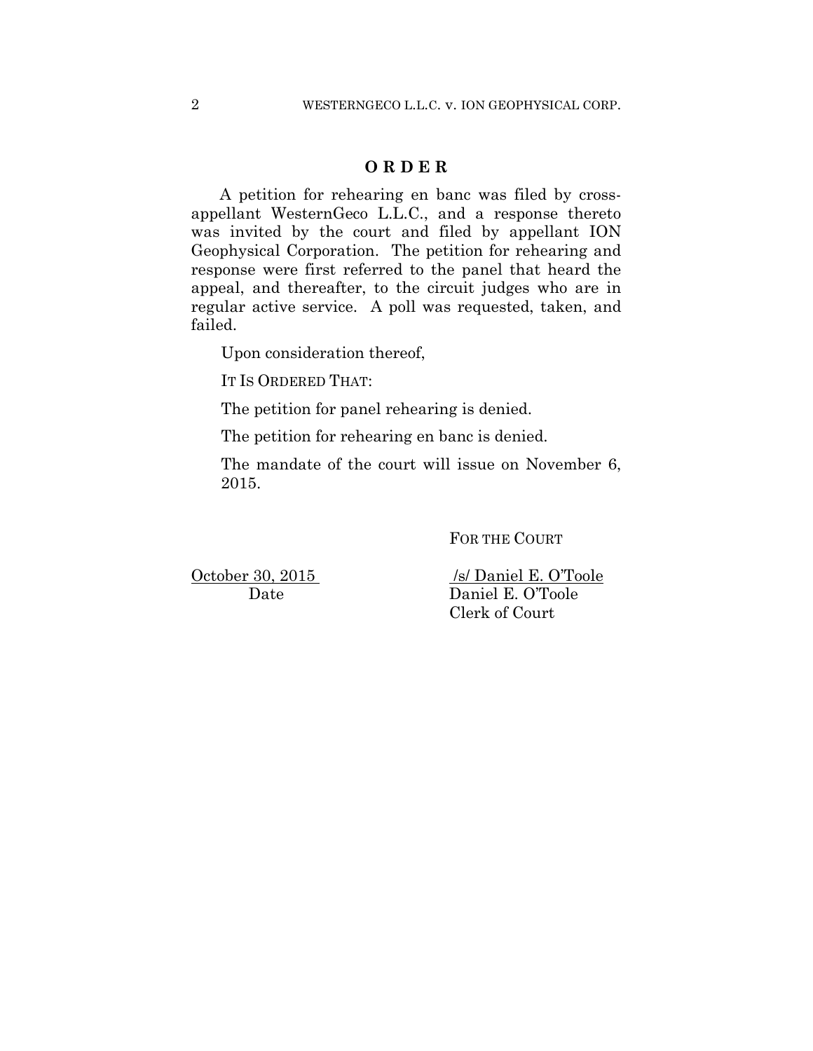**O R D E R**

A petition for rehearing en banc was filed by cross-appellant WesternGeco L.L.C., and a response thereto was invited by the court and filed by appellant ION Geophysical Corporation. The petition for rehearing and response were first referred to the panel that heard the appeal, and thereafter, to the circuit judges who are in regular active service. A poll was requested, taken, and failed.

Upon consideration thereof,

IT IS ORDERED THAT:

The petition for panel rehearing is denied.

The petition for rehearing en banc is denied.

The mandate of the court will issue on November 6, 2015.

FOR THE COURT

October 30, 2015
Date

/s/ Daniel E. O'Toole
Daniel E. O'Toole
Clerk of Court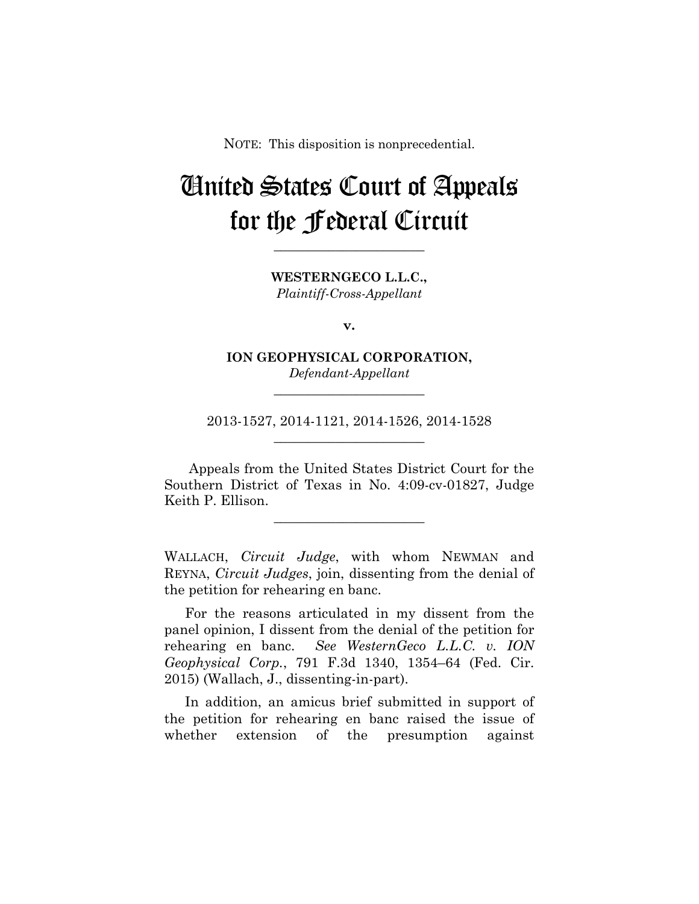NOTE: This disposition is nonprecedential.

# United States Court of Appeals for the Federal Circuit

---

**WESTERNGECO L.L.C.,**
*Plaintiff-Cross-Appellant*

**v.**

**ION GEOPHYSICAL CORPORATION,**
*Defendant-Appellant*

---

2013-1527, 2014-1121, 2014-1526, 2014-1528

---

Appeals from the United States District Court for the Southern District of Texas in No. 4:09-cv-01827, Judge Keith P. Ellison.

---

WALLACH, *Circuit Judge*, with whom NEWMAN and REYNA, *Circuit Judges*, join, dissenting from the denial of the petition for rehearing en banc.

For the reasons articulated in my dissent from the panel opinion, I dissent from the denial of the petition for rehearing en banc. *See WesternGeco L.L.C. v. ION Geophysical Corp.*, 791 F.3d 1340, 1354–64 (Fed. Cir. 2015) (Wallach, J., dissenting-in-part).

In addition, an amicus brief submitted in support of the petition for rehearing en banc raised the issue of whether extension of the presumption against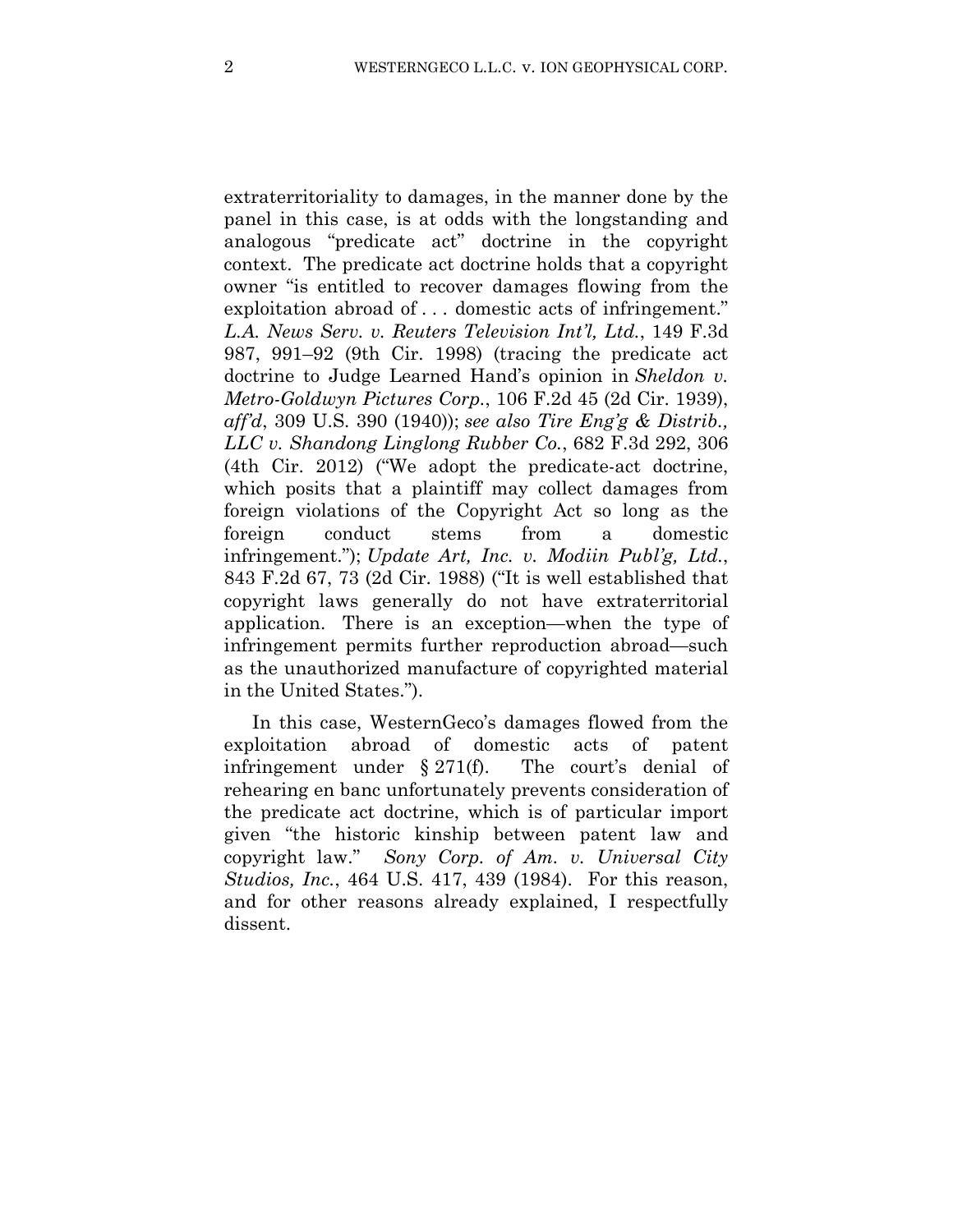extraterritoriality to damages, in the manner done by the panel in this case, is at odds with the longstanding and analogous "predicate act" doctrine in the copyright context. The predicate act doctrine holds that a copyright owner "is entitled to recover damages flowing from the exploitation abroad of . . . domestic acts of infringement." *L.A. News Serv. v. Reuters Television Int'l, Ltd.*, 149 F.3d 987, 991–92 (9th Cir. 1998) (tracing the predicate act doctrine to Judge Learned Hand's opinion in *Sheldon v. Metro-Goldwyn Pictures Corp.*, 106 F.2d 45 (2d Cir. 1939), *aff'd*, 309 U.S. 390 (1940)); *see also Tire Eng'g & Distrib., LLC v. Shandong Linglong Rubber Co.*, 682 F.3d 292, 306 (4th Cir. 2012) ("We adopt the predicate-act doctrine, which posits that a plaintiff may collect damages from foreign violations of the Copyright Act so long as the foreign conduct stems from a domestic infringement."); *Update Art, Inc. v. Modiin Publ'g, Ltd.*, 843 F.2d 67, 73 (2d Cir. 1988) ("It is well established that copyright laws generally do not have extraterritorial application. There is an exception—when the type of infringement permits further reproduction abroad—such as the unauthorized manufacture of copyrighted material in the United States.").

In this case, WesternGeco's damages flowed from the exploitation abroad of domestic acts of patent infringement under § 271(f). The court's denial of rehearing en banc unfortunately prevents consideration of the predicate act doctrine, which is of particular import given "the historic kinship between patent law and copyright law." *Sony Corp. of Am. v. Universal City Studios, Inc.*, 464 U.S. 417, 439 (1984). For this reason, and for other reasons already explained, I respectfully dissent.